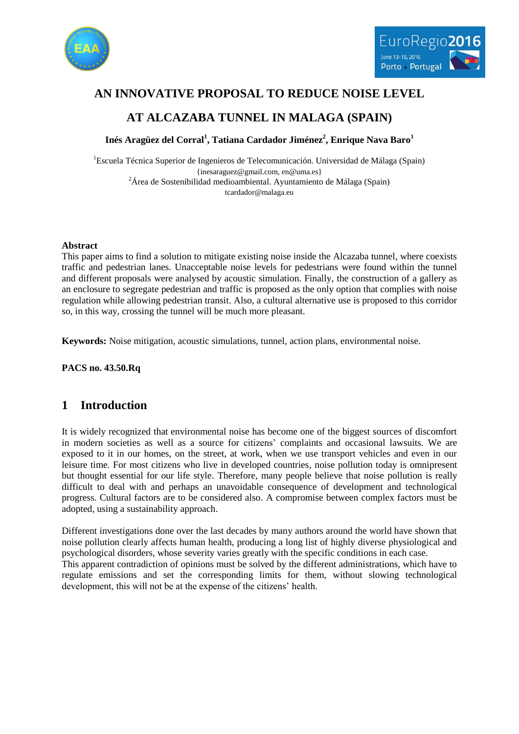# AN INNOVATIVE PROPOSAL TO REDUCE NOISE LEVEL AT ALCAZABA TUNNEL IN MALAGA (SPAIN)

**Inés Aragüez del Corral[1], Tatiana Cardador Jiménez[2], Enrique Nava Baro[1]**

[1]Escuela Técnica Superior de Ingenieros de Telecomunicación. Universidad de Málaga (Spain)
{inesaraguez@gmail.com, en@uma.es}
[2]Área de Sostenibilidad medioambiental. Ayuntamiento de Málaga (Spain)
tcardador@malaga.eu

**Abstract**

This paper aims to find a solution to mitigate existing noise inside the Alcazaba tunnel, where coexists traffic and pedestrian lanes. Unacceptable noise levels for pedestrians were found within the tunnel and different proposals were analysed by acoustic simulation. Finally, the construction of a gallery as an enclosure to segregate pedestrian and traffic is proposed as the only option that complies with noise regulation while allowing pedestrian transit. Also, a cultural alternative use is proposed to this corridor so, in this way, crossing the tunnel will be much more pleasant.

**Keywords:** Noise mitigation, acoustic simulations, tunnel, action plans, environmental noise.

**PACS no. 43.50.Rq**

## 1 Introduction

It is widely recognized that environmental noise has become one of the biggest sources of discomfort in modern societies as well as a source for citizens' complaints and occasional lawsuits. We are exposed to it in our homes, on the street, at work, when we use transport vehicles and even in our leisure time. For most citizens who live in developed countries, noise pollution today is omnipresent but thought essential for our life style. Therefore, many people believe that noise pollution is really difficult to deal with and perhaps an unavoidable consequence of development and technological progress. Cultural factors are to be considered also. A compromise between complex factors must be adopted, using a sustainability approach.

Different investigations done over the last decades by many authors around the world have shown that noise pollution clearly affects human health, producing a long list of highly diverse physiological and psychological disorders, whose severity varies greatly with the specific conditions in each case.
This apparent contradiction of opinions must be solved by the different administrations, which have to regulate emissions and set the corresponding limits for them, without slowing technological development, this will not be at the expense of the citizens' health.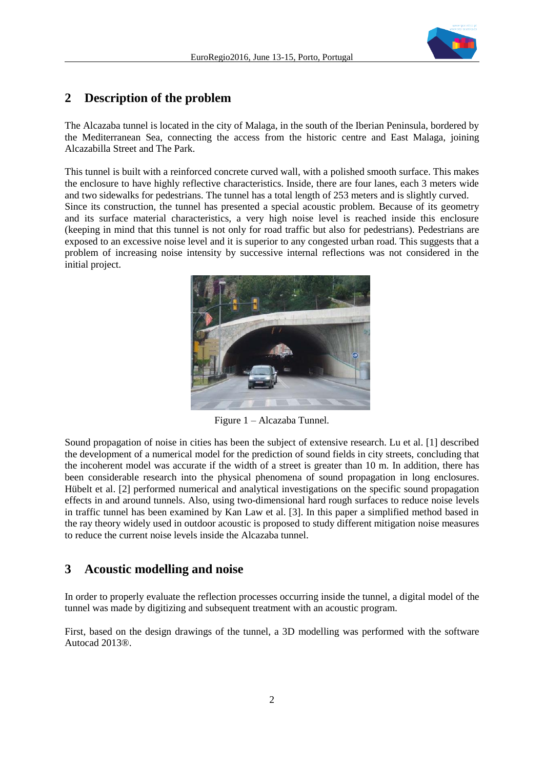## 2 Description of the problem

The Alcazaba tunnel is located in the city of Malaga, in the south of the Iberian Peninsula, bordered by the Mediterranean Sea, connecting the access from the historic centre and East Malaga, joining Alcazabilla Street and The Park.

This tunnel is built with a reinforced concrete curved wall, with a polished smooth surface. This makes the enclosure to have highly reflective characteristics. Inside, there are four lanes, each 3 meters wide and two sidewalks for pedestrians. The tunnel has a total length of 253 meters and is slightly curved. Since its construction, the tunnel has presented a special acoustic problem. Because of its geometry and its surface material characteristics, a very high noise level is reached inside this enclosure (keeping in mind that this tunnel is not only for road traffic but also for pedestrians). Pedestrians are exposed to an excessive noise level and it is superior to any congested urban road. This suggests that a problem of increasing noise intensity by successive internal reflections was not considered in the initial project.

Figure 1 – Alcazaba Tunnel.

Sound propagation of noise in cities has been the subject of extensive research. Lu et al. [1] described the development of a numerical model for the prediction of sound fields in city streets, concluding that the incoherent model was accurate if the width of a street is greater than 10 m. In addition, there has been considerable research into the physical phenomena of sound propagation in long enclosures. Hübelt et al. [2] performed numerical and analytical investigations on the specific sound propagation effects in and around tunnels. Also, using two-dimensional hard rough surfaces to reduce noise levels in traffic tunnel has been examined by Kan Law et al. [3]. In this paper a simplified method based in the ray theory widely used in outdoor acoustic is proposed to study different mitigation noise measures to reduce the current noise levels inside the Alcazaba tunnel.

## 3 Acoustic modelling and noise

In order to properly evaluate the reflection processes occurring inside the tunnel, a digital model of the tunnel was made by digitizing and subsequent treatment with an acoustic program.

First, based on the design drawings of the tunnel, a 3D modelling was performed with the software Autocad 2013®.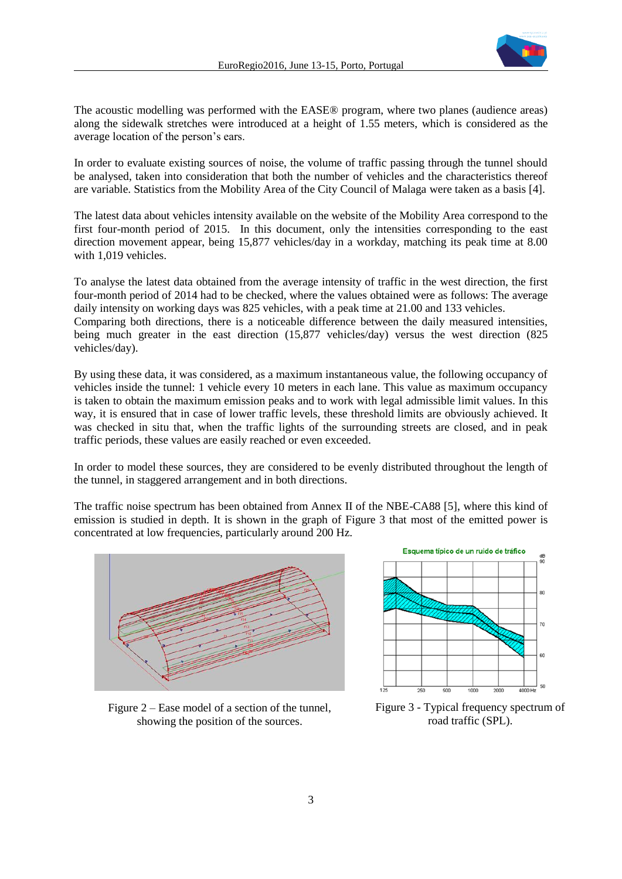The acoustic modelling was performed with the EASE® program, where two planes (audience areas) along the sidewalk stretches were introduced at a height of 1.55 meters, which is considered as the average location of the person's ears.

In order to evaluate existing sources of noise, the volume of traffic passing through the tunnel should be analysed, taken into consideration that both the number of vehicles and the characteristics thereof are variable. Statistics from the Mobility Area of the City Council of Malaga were taken as a basis [4].

The latest data about vehicles intensity available on the website of the Mobility Area correspond to the first four-month period of 2015. In this document, only the intensities corresponding to the east direction movement appear, being 15,877 vehicles/day in a workday, matching its peak time at 8.00 with 1,019 vehicles.

To analyse the latest data obtained from the average intensity of traffic in the west direction, the first four-month period of 2014 had to be checked, where the values obtained were as follows: The average daily intensity on working days was 825 vehicles, with a peak time at 21.00 and 133 vehicles.
Comparing both directions, there is a noticeable difference between the daily measured intensities, being much greater in the east direction (15,877 vehicles/day) versus the west direction (825 vehicles/day).

By using these data, it was considered, as a maximum instantaneous value, the following occupancy of vehicles inside the tunnel: 1 vehicle every 10 meters in each lane. This value as maximum occupancy is taken to obtain the maximum emission peaks and to work with legal admissible limit values. In this way, it is ensured that in case of lower traffic levels, these threshold limits are obviously achieved. It was checked in situ that, when the traffic lights of the surrounding streets are closed, and in peak traffic periods, these values are easily reached or even exceeded.

In order to model these sources, they are considered to be evenly distributed throughout the length of the tunnel, in staggered arrangement and in both directions.

The traffic noise spectrum has been obtained from Annex II of the NBE-CA88 [5], where this kind of emission is studied in depth. It is shown in the graph of Figure 3 that most of the emitted power is concentrated at low frequencies, particularly around 200 Hz.

Figure 2 – Ease model of a section of the tunnel, showing the position of the sources.

Figure 3 - Typical frequency spectrum of road traffic (SPL).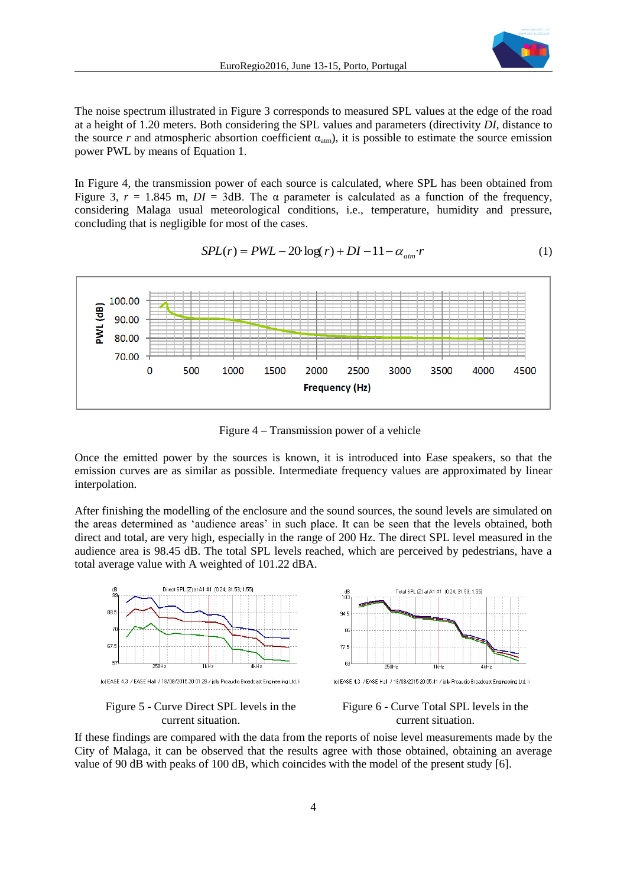The noise spectrum illustrated in Figure 3 corresponds to measured SPL values at the edge of the road at a height of 1.20 meters. Both considering the SPL values and parameters (directivity *DI*, distance to the source *r* and atmospheric absorption coefficient $\alpha_{atm}$), it is possible to estimate the source emission power PWL by means of Equation 1.

In Figure 4, the transmission power of each source is calculated, where SPL has been obtained from Figure 3, $r$ = 1.845 m, $DI$ = 3dB. The α parameter is calculated as a function of the frequency, considering Malaga usual meteorological conditions, i.e., temperature, humidity and pressure, concluding that is negligible for most of the cases.

$$SPL(r) = PWL - 20 \cdot \log(r) + DI - 11 - \alpha_{atm} \cdot r \tag{1}$$

Figure 4 – Transmission power of a vehicle

Once the emitted power by the sources is known, it is introduced into Ease speakers, so that the emission curves are as similar as possible. Intermediate frequency values are approximated by linear interpolation.

After finishing the modelling of the enclosure and the sound sources, the sound levels are simulated on the areas determined as 'audience areas' in such place. It can be seen that the levels obtained, both direct and total, are very high, especially in the range of 200 Hz. The direct SPL level measured in the audience area is 98.45 dB. The total SPL levels reached, which are perceived by pedestrians, have a total average value with A weighted of 101.22 dBA.

Figure 5 - Curve Direct SPL levels in the current situation.

Figure 6 - Curve Total SPL levels in the current situation.

If these findings are compared with the data from the reports of noise level measurements made by the City of Malaga, it can be observed that the results agree with those obtained, obtaining an average value of 90 dB with peaks of 100 dB, which coincides with the model of the present study [6].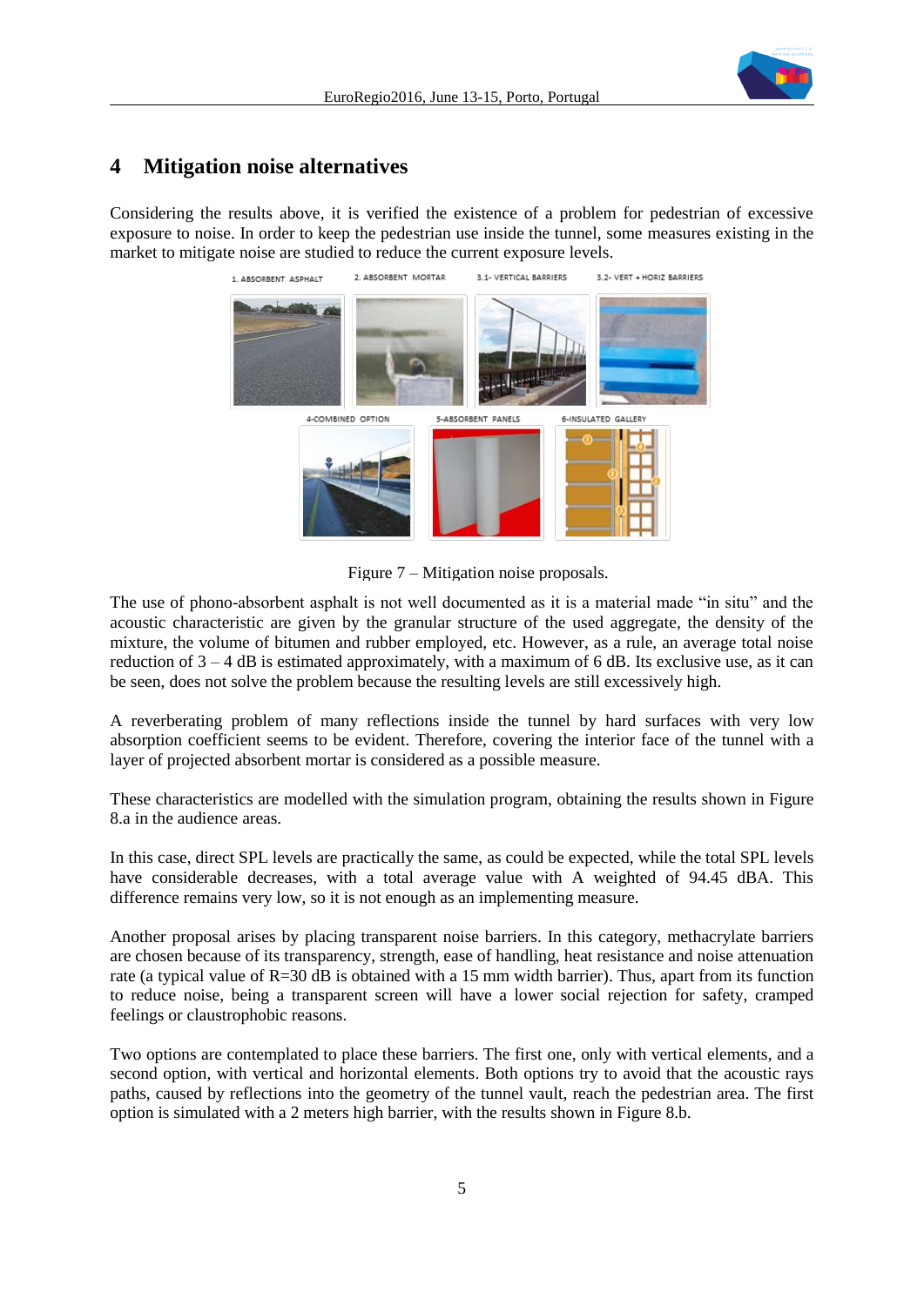## 4 Mitigation noise alternatives

Considering the results above, it is verified the existence of a problem for pedestrian of excessive exposure to noise. In order to keep the pedestrian use inside the tunnel, some measures existing in the market to mitigate noise are studied to reduce the current exposure levels.

Figure 7 – Mitigation noise proposals.

The use of phono-absorbent asphalt is not well documented as it is a material made "in situ" and the acoustic characteristic are given by the granular structure of the used aggregate, the density of the mixture, the volume of bitumen and rubber employed, etc. However, as a rule, an average total noise reduction of 3 – 4 dB is estimated approximately, with a maximum of 6 dB. Its exclusive use, as it can be seen, does not solve the problem because the resulting levels are still excessively high.

A reverberating problem of many reflections inside the tunnel by hard surfaces with very low absorption coefficient seems to be evident. Therefore, covering the interior face of the tunnel with a layer of projected absorbent mortar is considered as a possible measure.

These characteristics are modelled with the simulation program, obtaining the results shown in Figure 8.a in the audience areas.

In this case, direct SPL levels are practically the same, as could be expected, while the total SPL levels have considerable decreases, with a total average value with A weighted of 94.45 dBA. This difference remains very low, so it is not enough as an implementing measure.

Another proposal arises by placing transparent noise barriers. In this category, methacrylate barriers are chosen because of its transparency, strength, ease of handling, heat resistance and noise attenuation rate (a typical value of R=30 dB is obtained with a 15 mm width barrier). Thus, apart from its function to reduce noise, being a transparent screen will have a lower social rejection for safety, cramped feelings or claustrophobic reasons.

Two options are contemplated to place these barriers. The first one, only with vertical elements, and a second option, with vertical and horizontal elements. Both options try to avoid that the acoustic rays paths, caused by reflections into the geometry of the tunnel vault, reach the pedestrian area. The first option is simulated with a 2 meters high barrier, with the results shown in Figure 8.b.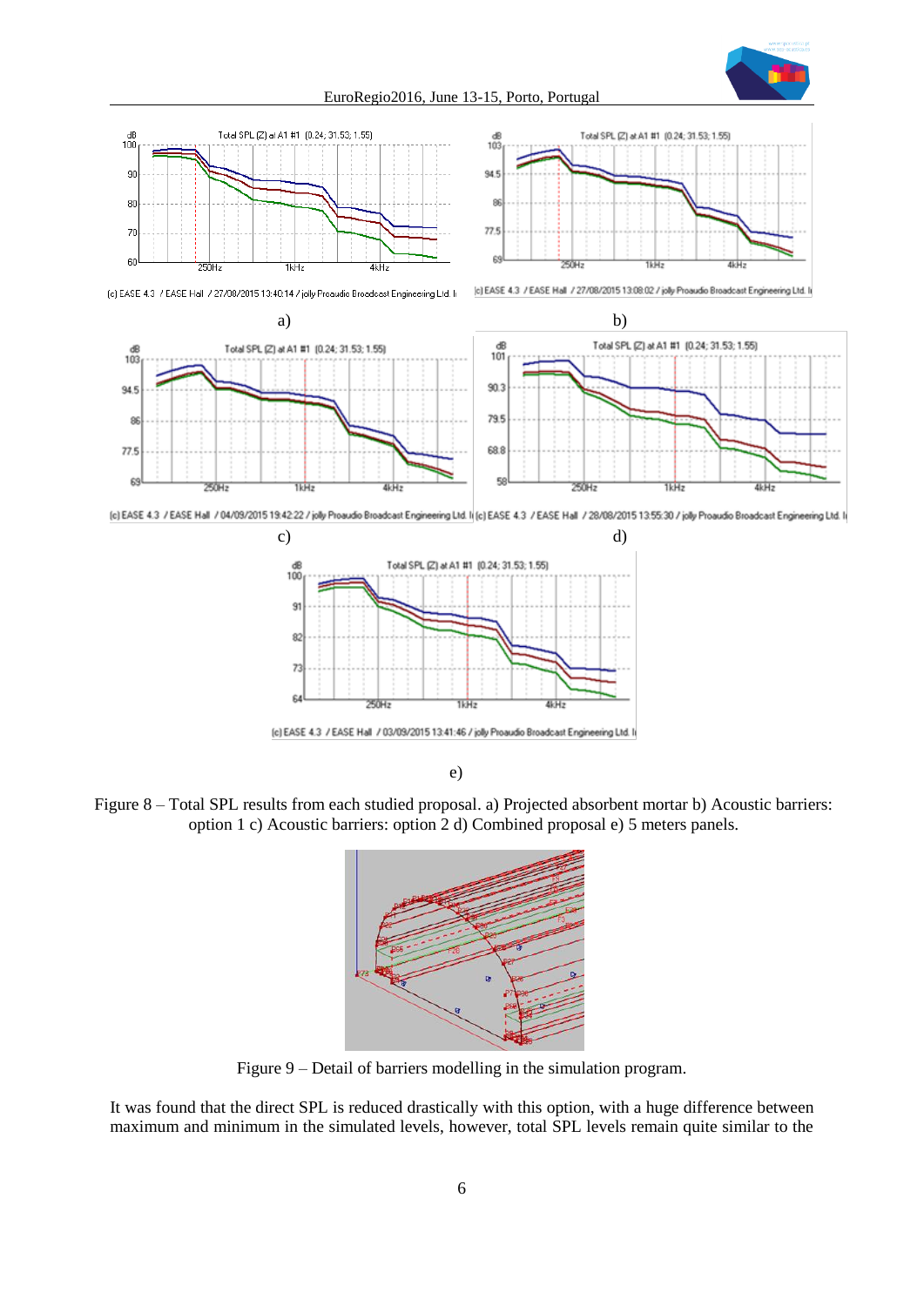Figure 8 – Total SPL results from each studied proposal. a) Projected absorbent mortar b) Acoustic barriers: option 1 c) Acoustic barriers: option 2 d) Combined proposal e) 5 meters panels.

Figure 9 – Detail of barriers modelling in the simulation program.

It was found that the direct SPL is reduced drastically with this option, with a huge difference between maximum and minimum in the simulated levels, however, total SPL levels remain quite similar to the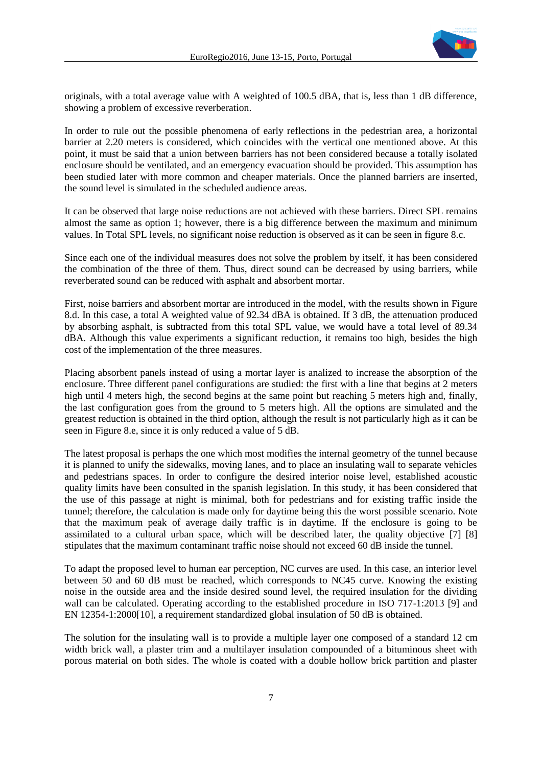originals, with a total average value with A weighted of 100.5 dBA, that is, less than 1 dB difference, showing a problem of excessive reverberation.

In order to rule out the possible phenomena of early reflections in the pedestrian area, a horizontal barrier at 2.20 meters is considered, which coincides with the vertical one mentioned above. At this point, it must be said that a union between barriers has not been considered because a totally isolated enclosure should be ventilated, and an emergency evacuation should be provided. This assumption has been studied later with more common and cheaper materials. Once the planned barriers are inserted, the sound level is simulated in the scheduled audience areas.

It can be observed that large noise reductions are not achieved with these barriers. Direct SPL remains almost the same as option 1; however, there is a big difference between the maximum and minimum values. In Total SPL levels, no significant noise reduction is observed as it can be seen in figure 8.c.

Since each one of the individual measures does not solve the problem by itself, it has been considered the combination of the three of them. Thus, direct sound can be decreased by using barriers, while reverberated sound can be reduced with asphalt and absorbent mortar.

First, noise barriers and absorbent mortar are introduced in the model, with the results shown in Figure 8.d. In this case, a total A weighted value of 92.34 dBA is obtained. If 3 dB, the attenuation produced by absorbing asphalt, is subtracted from this total SPL value, we would have a total level of 89.34 dBA. Although this value experiments a significant reduction, it remains too high, besides the high cost of the implementation of the three measures.

Placing absorbent panels instead of using a mortar layer is analized to increase the absorption of the enclosure. Three different panel configurations are studied: the first with a line that begins at 2 meters high until 4 meters high, the second begins at the same point but reaching 5 meters high and, finally, the last configuration goes from the ground to 5 meters high. All the options are simulated and the greatest reduction is obtained in the third option, although the result is not particularly high as it can be seen in Figure 8.e, since it is only reduced a value of 5 dB.

The latest proposal is perhaps the one which most modifies the internal geometry of the tunnel because it is planned to unify the sidewalks, moving lanes, and to place an insulating wall to separate vehicles and pedestrians spaces. In order to configure the desired interior noise level, established acoustic quality limits have been consulted in the spanish legislation. In this study, it has been considered that the use of this passage at night is minimal, both for pedestrians and for existing traffic inside the tunnel; therefore, the calculation is made only for daytime being this the worst possible scenario. Note that the maximum peak of average daily traffic is in daytime. If the enclosure is going to be assimilated to a cultural urban space, which will be described later, the quality objective [7] [8] stipulates that the maximum contaminant traffic noise should not exceed 60 dB inside the tunnel.

To adapt the proposed level to human ear perception, NC curves are used. In this case, an interior level between 50 and 60 dB must be reached, which corresponds to NC45 curve. Knowing the existing noise in the outside area and the inside desired sound level, the required insulation for the dividing wall can be calculated. Operating according to the established procedure in ISO 717-1:2013 [9] and EN 12354-1:2000[10], a requirement standardized global insulation of 50 dB is obtained.

The solution for the insulating wall is to provide a multiple layer one composed of a standard 12 cm width brick wall, a plaster trim and a multilayer insulation compounded of a bituminous sheet with porous material on both sides. The whole is coated with a double hollow brick partition and plaster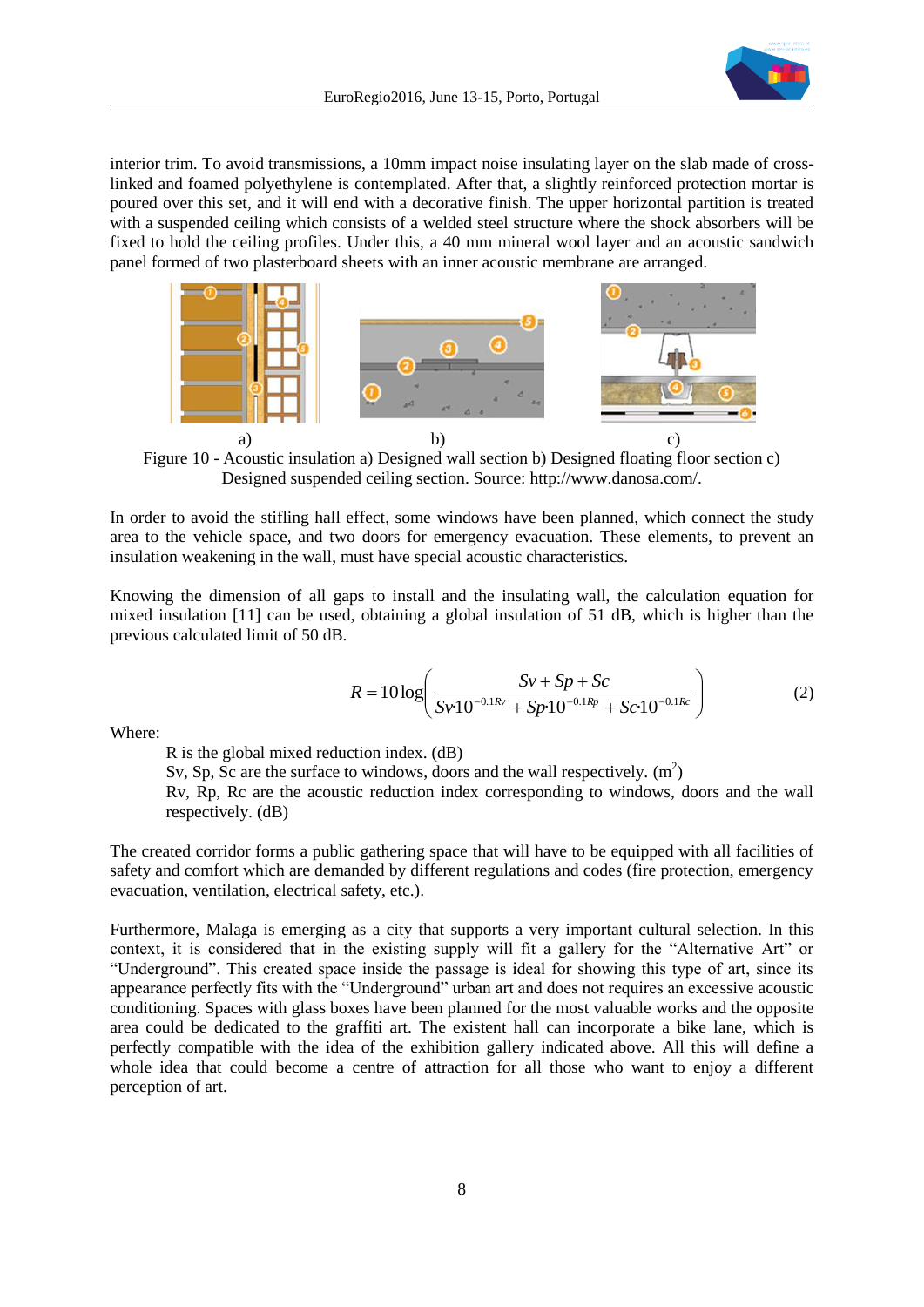interior trim. To avoid transmissions, a 10mm impact noise insulating layer on the slab made of cross-linked and foamed polyethylene is contemplated. After that, a slightly reinforced protection mortar is poured over this set, and it will end with a decorative finish. The upper horizontal partition is treated with a suspended ceiling which consists of a welded steel structure where the shock absorbers will be fixed to hold the ceiling profiles. Under this, a 40 mm mineral wool layer and an acoustic sandwich panel formed of two plasterboard sheets with an inner acoustic membrane are arranged.

a) b) c)

Figure 10 - Acoustic insulation a) Designed wall section b) Designed floating floor section c) Designed suspended ceiling section. Source: http://www.danosa.com/.

In order to avoid the stifling hall effect, some windows have been planned, which connect the study area to the vehicle space, and two doors for emergency evacuation. These elements, to prevent an insulation weakening in the wall, must have special acoustic characteristics.

Knowing the dimension of all gaps to install and the insulating wall, the calculation equation for mixed insulation [11] can be used, obtaining a global insulation of 51 dB, which is higher than the previous calculated limit of 50 dB.

$$R = 10\log\left(\frac{Sv + Sp + Sc}{Sv \cdot 10^{-0.1Rv} + Sp \cdot 10^{-0.1Rp} + Sc \cdot 10^{-0.1Rc}}\right) \tag{2}$$

Where:

R is the global mixed reduction index. (dB)

Sv, Sp, Sc are the surface to windows, doors and the wall respectively. ($m^2$)

Rv, Rp, Rc are the acoustic reduction index corresponding to windows, doors and the wall respectively. (dB)

The created corridor forms a public gathering space that will have to be equipped with all facilities of safety and comfort which are demanded by different regulations and codes (fire protection, emergency evacuation, ventilation, electrical safety, etc.).

Furthermore, Malaga is emerging as a city that supports a very important cultural selection. In this context, it is considered that in the existing supply will fit a gallery for the "Alternative Art" or "Underground". This created space inside the passage is ideal for showing this type of art, since its appearance perfectly fits with the "Underground" urban art and does not requires an excessive acoustic conditioning. Spaces with glass boxes have been planned for the most valuable works and the opposite area could be dedicated to the graffiti art. The existent hall can incorporate a bike lane, which is perfectly compatible with the idea of the exhibition gallery indicated above. All this will define a whole idea that could become a centre of attraction for all those who want to enjoy a different perception of art.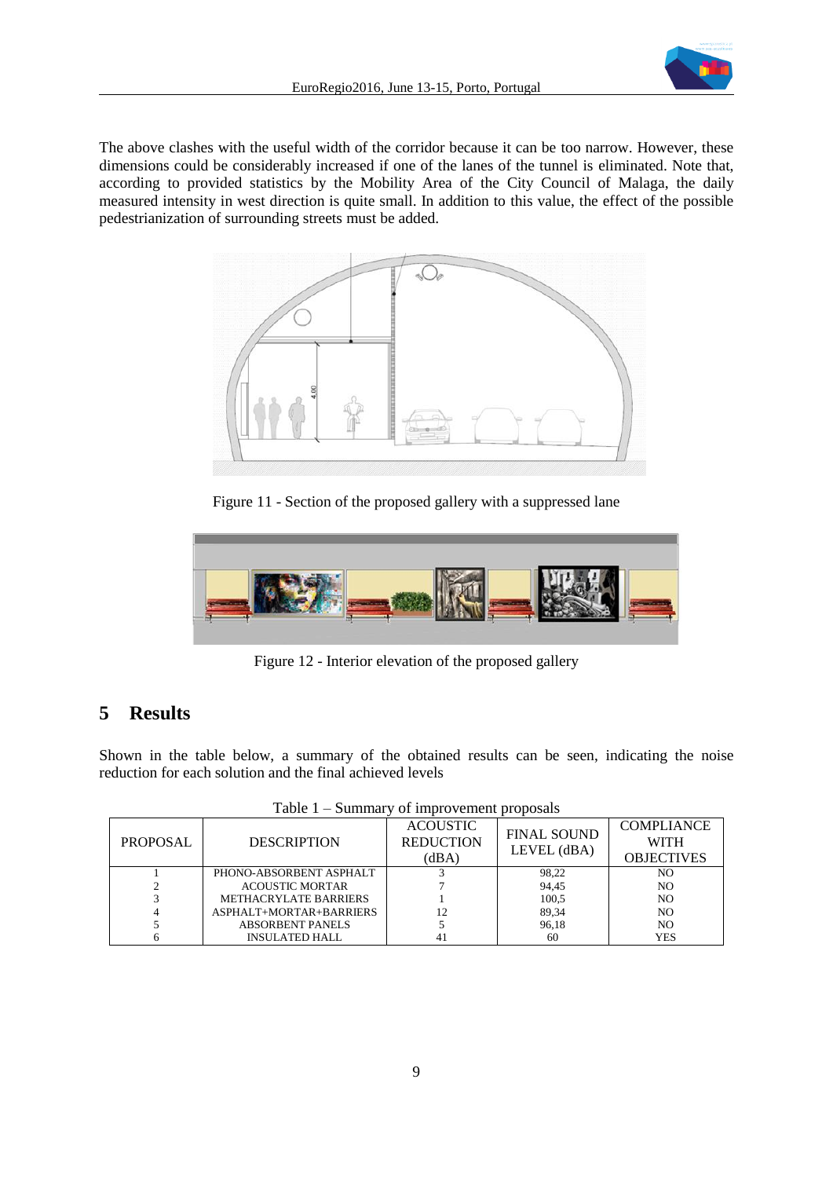The above clashes with the useful width of the corridor because it can be too narrow. However, these dimensions could be considerably increased if one of the lanes of the tunnel is eliminated. Note that, according to provided statistics by the Mobility Area of the City Council of Malaga, the daily measured intensity in west direction is quite small. In addition to this value, the effect of the possible pedestrianization of surrounding streets must be added.

Figure 11 - Section of the proposed gallery with a suppressed lane

Figure 12 - Interior elevation of the proposed gallery

## 5 Results

Shown in the table below, a summary of the obtained results can be seen, indicating the noise reduction for each solution and the final achieved levels

Table 1 – Summary of improvement proposals

| PROPOSAL | DESCRIPTION | ACOUSTIC REDUCTION (dBA) | FINAL SOUND LEVEL (dBA) | COMPLIANCE WITH OBJECTIVES |
|---|---|---|---|---|
| 1 | PHONO-ABSORBENT ASPHALT | 3 | 98,22 | NO |
| 2 | ACOUSTIC MORTAR | 7 | 94,45 | NO |
| 3 | METHACRYLATE BARRIERS | 1 | 100,5 | NO |
| 4 | ASPHALT+MORTAR+BARRIERS | 12 | 89,34 | NO |
| 5 | ABSORBENT PANELS | 5 | 96,18 | NO |
| 6 | INSULATED HALL | 41 | 60 | YES |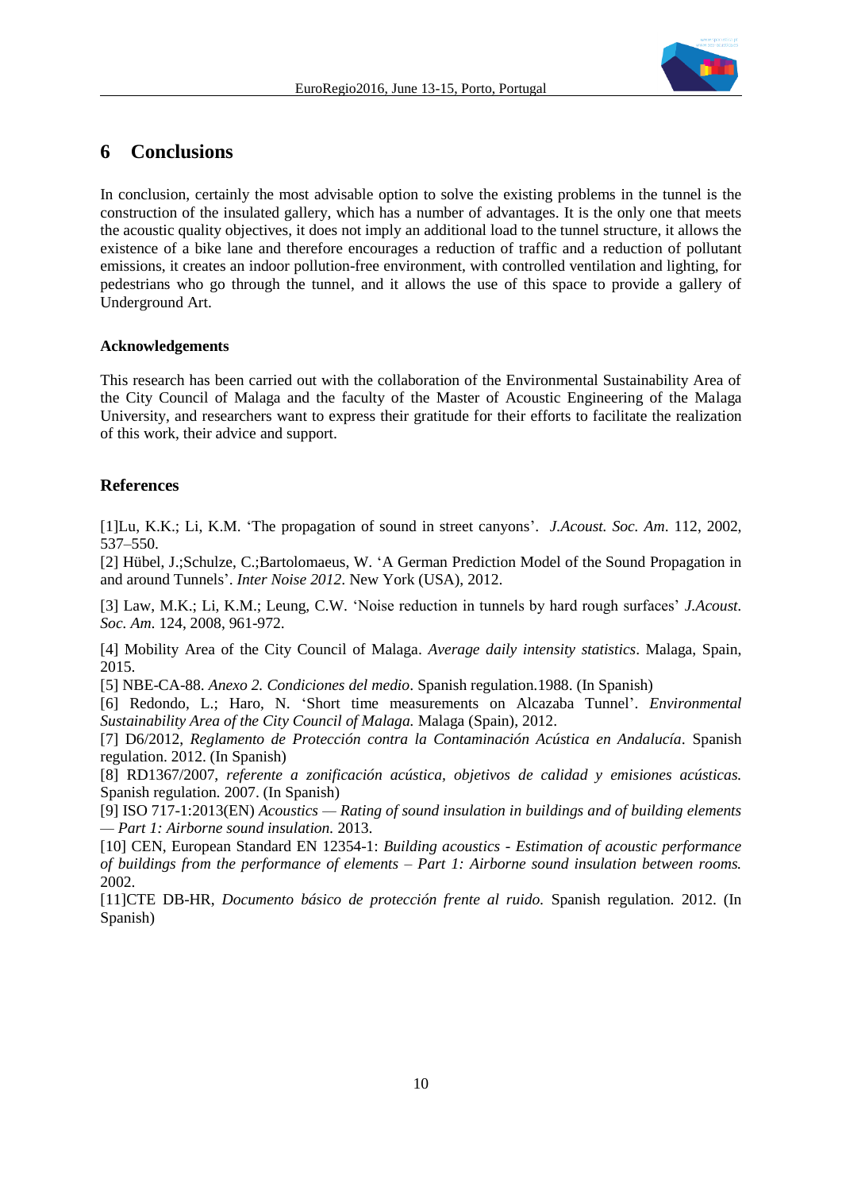## 6 Conclusions

In conclusion, certainly the most advisable option to solve the existing problems in the tunnel is the construction of the insulated gallery, which has a number of advantages. It is the only one that meets the acoustic quality objectives, it does not imply an additional load to the tunnel structure, it allows the existence of a bike lane and therefore encourages a reduction of traffic and a reduction of pollutant emissions, it creates an indoor pollution-free environment, with controlled ventilation and lighting, for pedestrians who go through the tunnel, and it allows the use of this space to provide a gallery of Underground Art.

**Acknowledgements**

This research has been carried out with the collaboration of the Environmental Sustainability Area of the City Council of Malaga and the faculty of the Master of Acoustic Engineering of the Malaga University, and researchers want to express their gratitude for their efforts to facilitate the realization of this work, their advice and support.

**References**

[1]Lu, K.K.; Li, K.M. 'The propagation of sound in street canyons'. *J.Acoust. Soc. Am*. 112, 2002, 537–550.

[2] Hübel, J.;Schulze, C.;Bartolomaeus, W. 'A German Prediction Model of the Sound Propagation in and around Tunnels'. *Inter Noise 2012*. New York (USA), 2012.

[3] Law, M.K.; Li, K.M.; Leung, C.W. 'Noise reduction in tunnels by hard rough surfaces' *J.Acoust. Soc. Am*. 124, 2008, 961-972.

[4] Mobility Area of the City Council of Malaga. *Average daily intensity statistics*. Malaga, Spain, 2015.

[5] NBE-CA-88. *Anexo 2. Condiciones del medio*. Spanish regulation.1988. (In Spanish)

[6] Redondo, L.; Haro, N. 'Short time measurements on Alcazaba Tunnel'. *Environmental Sustainability Area of the City Council of Malaga.* Malaga (Spain), 2012.

[7] D6/2012, *Reglamento de Protección contra la Contaminación Acústica en Andalucía*. Spanish regulation. 2012. (In Spanish)

[8] RD1367/2007, *referente a zonificación acústica, objetivos de calidad y emisiones acústicas.* Spanish regulation. 2007. (In Spanish)

[9] ISO 717-1:2013(EN) *Acoustics — Rating of sound insulation in buildings and of building elements — Part 1: Airborne sound insulation.* 2013.

[10] CEN, European Standard EN 12354-1: *Building acoustics - Estimation of acoustic performance of buildings from the performance of elements – Part 1: Airborne sound insulation between rooms.* 2002.

[11]CTE DB-HR, *Documento básico de protección frente al ruido.* Spanish regulation. 2012. (In Spanish)